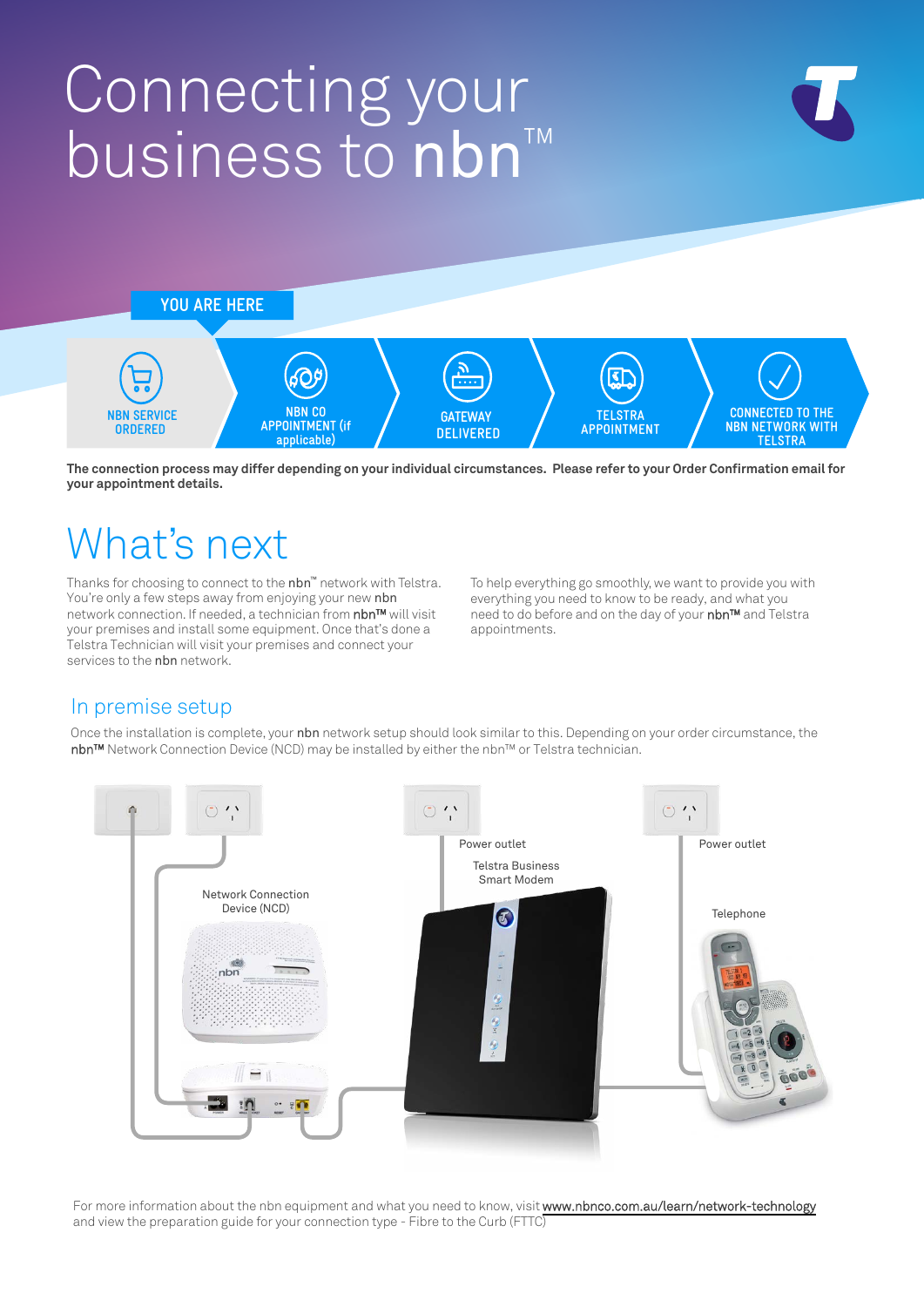# Connecting your business to nbn™

YOU ARE HERE

NBN SERVICE ORDERED

NBN CO APPOINTMENT (if applicable)

GATEWAY DELIVERED

TELSTRA APPOINTMENT

CONNECTED TO THE NBN NETWORK WITH TELSTRA

**The connection process may differ depending on your individual circumstances. Please refer to your Order Confirmation email for your appointment details.**

# What's next

Thanks for choosing to connect to the **nbn**™ network with Telstra. You're only a few steps away from enjoying your new **nbn** network connection. If needed, a technician from **nbn™** will visit your premises and install some equipment. Once that's done a Telstra Technician will visit your premises and connect your services to the **nbn** network.

To help everything go smoothly, we want to provide you with everything you need to know to be ready, and what you need to do before and on the day of your **nbn™** and Telstra appointments.

## In premise setup

Once the installation is complete, your **nbn** network setup should look similar to this. Depending on your order circumstance, the **nbn™** Network Connection Device (NCD) may be installed by either the nbn™ or Telstra technician.

Power outlet

Telstra Business Smart Modem

Power outlet

Network Connection Device (NCD)

Telephone

For more information about the nbn equipment and what you need to know, visit www.nbnco.com.au/learn/network-technology and view the preparation guide for your connection type - Fibre to the Curb (FTTC)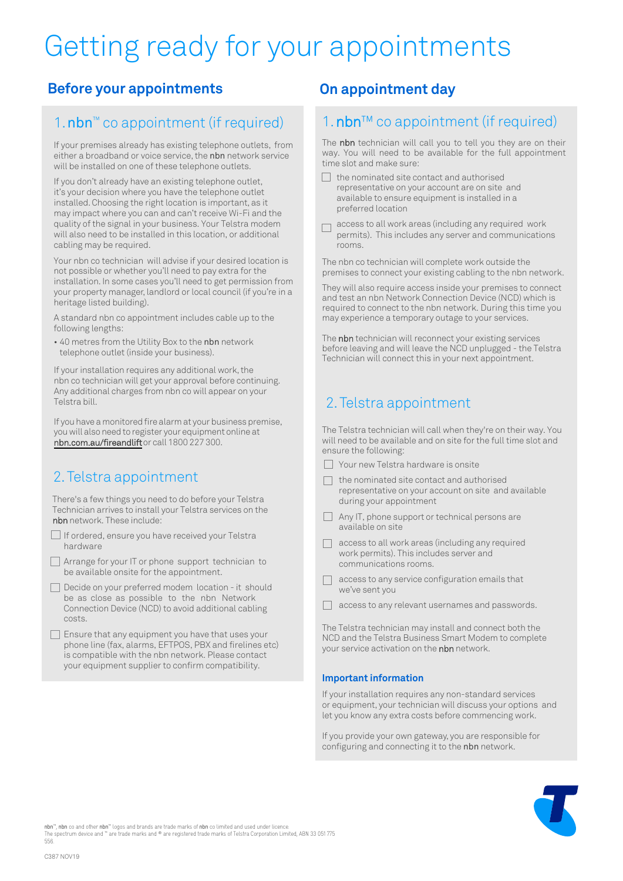# Getting ready for your appointments

## Before your appointments

### 1. nbn™ co appointment (if required)

If your premises already has existing telephone outlets, from either a broadband or voice service, the **nbn** network service will be installed on one of these telephone outlets.

If you don't already have an existing telephone outlet, it's your decision where you have the telephone outlet installed. Choosing the right location is important, as it may impact where you can and can't receive Wi-Fi and the quality of the signal in your business. Your Telstra modem will also need to be installed in this location, or additional cabling may be required.

Your nbn co technician will advise if your desired location is not possible or whether you'll need to pay extra for the installation. In some cases you'll need to get permission from your property manager, landlord or local council (if you're in a heritage listed building).

A standard nbn co appointment includes cable up to the following lengths:

- 40 metres from the Utility Box to the **nbn** network telephone outlet (inside your business).

If your installation requires any additional work, the nbn co technician will get your approval before continuing. Any additional charges from nbn co will appear on your Telstra bill.

If you have a monitored fire alarm at your business premise, you will also need to register your equipment online at nbn.com.au/fireandlift or call 1800 227 300.

### 2. Telstra appointment

There's a few things you need to do before your Telstra Technician arrives to install your Telstra services on the **nbn** network. These include:

- ☐ If ordered, ensure you have received your Telstra hardware
- ☐ Arrange for your IT or phone support technician to be available onsite for the appointment.
- ☐ Decide on your preferred modem location - it should be as close as possible to the nbn Network Connection Device (NCD) to avoid additional cabling costs.
- ☐ Ensure that any equipment you have that uses your phone line (fax, alarms, EFTPOS, PBX and firelines etc) is compatible with the nbn network. Please contact your equipment supplier to confirm compatibility.

## On appointment day

### 1. nbn™ co appointment (if required)

The **nbn** technician will call you to tell you they are on their way. You will need to be available for the full appointment time slot and make sure:

- ☐ the nominated site contact and authorised representative on your account are on site and available to ensure equipment is installed in a preferred location
- ☐ access to all work areas (including any required work permits). This includes any server and communications rooms.

The nbn co technician will complete work outside the premises to connect your existing cabling to the nbn network.

They will also require access inside your premises to connect and test an nbn Network Connection Device (NCD) which is required to connect to the nbn network. During this time you may experience a temporary outage to your services.

The **nbn** technician will reconnect your existing services before leaving and will leave the NCD unplugged - the Telstra Technician will connect this in your next appointment.

### 2. Telstra appointment

The Telstra technician will call when they're on their way. You will need to be available and on site for the full time slot and ensure the following:

- ☐ Your new Telstra hardware is onsite
- ☐ the nominated site contact and authorised representative on your account on site and available during your appointment
- ☐ Any IT, phone support or technical persons are available on site
- ☐ access to all work areas (including any required work permits). This includes server and communications rooms.
- ☐ access to any service configuration emails that we've sent you
- ☐ access to any relevant usernames and passwords.

The Telstra technician may install and connect both the NCD and the Telstra Business Smart Modem to complete your service activation on the **nbn** network.

#### Important information

If your installation requires any non-standard services or equipment, your technician will discuss your options and let you know any extra costs before commencing work.

If you provide your own gateway, you are responsible for configuring and connecting it to the **nbn** network.

nbn™, nbn co and other nbn™ logos and brands are trade marks of nbn co limited and used under licence.
The spectrum device and ™ are trade marks and ® are registered trade marks of Telstra Corporation Limited, ABN 33 051 775 556.

C387 NOV19